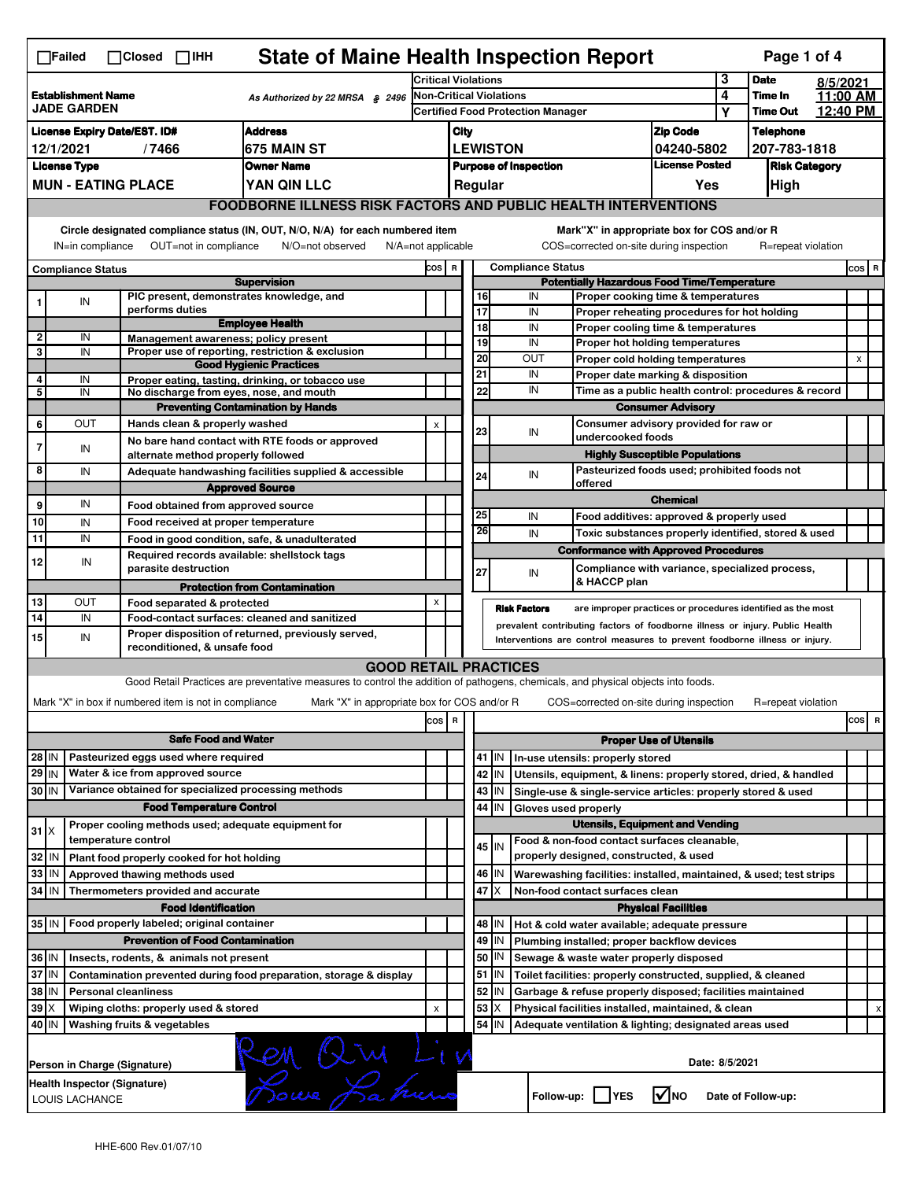# State of Maine Health Inspection Report

☐Failed ☐Closed ☐IHH

| | | | |
|---|---|---|---|
| **Establishment Name** JADE GARDEN | As Authorized by 22 MRSA § 2496 | Critical Violations: 3 | **Date** 8/5/2021 |
| | | Non-Critical Violations: 4 | **Time In** 11:00 AM |
| | | Certified Food Protection Manager: Y | **Time Out** 12:40 PM |

| License Expiry Date/EST. ID# | Address | City | Zip Code | Telephone |
|---|---|---|---|---|
| 12/1/2021 / 7466 | 675 MAIN ST | LEWISTON | 04240-5802 | 207-783-1818 |

| License Type | Owner Name | Purpose of Inspection | License Posted | Risk Category |
|---|---|---|---|---|
| MUN - EATING PLACE | YAN QIN LLC | Regular | Yes | High |

## FOODBORNE ILLNESS RISK FACTORS AND PUBLIC HEALTH INTERVENTIONS

Circle designated compliance status (IN, OUT, N/O, N/A) for each numbered item — IN=in compliance, OUT=not in compliance, N/O=not observed, N/A=not applicable

Mark "X" in appropriate box for COS and/or R — COS=corrected on-site during inspection, R=repeat violation

| # | Compliance Status | Item | COS | R |
|---|---|---|---|---|
| | | **Supervision** | | |
| 1 | IN | PIC present, demonstrates knowledge, and performs duties | | |
| | | **Employee Health** | | |
| 2 | IN | Management awareness; policy present | | |
| 3 | IN | Proper use of reporting, restriction & exclusion | | |
| | | **Good Hygienic Practices** | | |
| 4 | IN | Proper eating, tasting, drinking, or tobacco use | | |
| 5 | IN | No discharge from eyes, nose, and mouth | | |
| | | **Preventing Contamination by Hands** | | |
| 6 | OUT | Hands clean & properly washed | x | |
| 7 | IN | No bare hand contact with RTE foods or approved alternate method properly followed | | |
| 8 | IN | Adequate handwashing facilities supplied & accessible | | |
| | | **Approved Source** | | |
| 9 | IN | Food obtained from approved source | | |
| 10 | IN | Food received at proper temperature | | |
| 11 | IN | Food in good condition, safe, & unadulterated | | |
| 12 | IN | Required records available: shellstock tags parasite destruction | | |
| | | **Protection from Contamination** | | |
| 13 | OUT | Food separated & protected | x | |
| 14 | IN | Food-contact surfaces: cleaned and sanitized | | |
| 15 | IN | Proper disposition of returned, previously served, reconditioned, & unsafe food | | |
| | | **Potentially Hazardous Food Time/Temperature** | | |
| 16 | IN | Proper cooking time & temperatures | | |
| 17 | IN | Proper reheating procedures for hot holding | | |
| 18 | IN | Proper cooling time & temperatures | | |
| 19 | IN | Proper hot holding temperatures | | |
| 20 | OUT | Proper cold holding temperatures | | x |
| 21 | IN | Proper date marking & disposition | | |
| 22 | IN | Time as a public health control: procedures & record | | |
| | | **Consumer Advisory** | | |
| 23 | IN | Consumer advisory provided for raw or undercooked foods | | |
| | | **Highly Susceptible Populations** | | |
| 24 | IN | Pasteurized foods used; prohibited foods not offered | | |
| | | **Chemical** | | |
| 25 | IN | Food additives: approved & properly used | | |
| 26 | IN | Toxic substances properly identified, stored & used | | |
| | | **Conformance with Approved Procedures** | | |
| 27 | IN | Compliance with variance, specialized process, & HACCP plan | | |

**Risk Factors** are improper practices or procedures identified as the most prevalent contributing factors of foodborne illness or injury. Public Health Interventions are control measures to prevent foodborne illness or injury.

## GOOD RETAIL PRACTICES

Good Retail Practices are preventative measures to control the addition of pathogens, chemicals, and physical objects into foods.

Mark "X" in box if numbered item is not in compliance. Mark "X" in appropriate box for COS and/or R. COS=corrected on-site during inspection, R=repeat violation

| # | Status | Item | COS | R |
|---|---|---|---|---|
| | | **Safe Food and Water** | | |
| 28 | IN | Pasteurized eggs used where required | | |
| 29 | IN | Water & ice from approved source | | |
| 30 | IN | Variance obtained for specialized processing methods | | |
| | | **Food Temperature Control** | | |
| 31 | X | Proper cooling methods used; adequate equipment for temperature control | | |
| 32 | IN | Plant food properly cooked for hot holding | | |
| 33 | IN | Approved thawing methods used | | |
| 34 | IN | Thermometers provided and accurate | | |
| | | **Food Identification** | | |
| 35 | IN | Food properly labeled; original container | | |
| | | **Prevention of Food Contamination** | | |
| 36 | IN | Insects, rodents, & animals not present | | |
| 37 | IN | Contamination prevented during food preparation, storage & display | | |
| 38 | IN | Personal cleanliness | | |
| 39 | X | Wiping cloths: properly used & stored | x | |
| 40 | IN | Washing fruits & vegetables | | |
| | | **Proper Use of Utensils** | | |
| 41 | IN | In-use utensils: properly stored | | |
| 42 | IN | Utensils, equipment, & linens: properly stored, dried, & handled | | |
| 43 | IN | Single-use & single-service articles: properly stored & used | | |
| 44 | IN | Gloves used properly | | |
| | | **Utensils, Equipment and Vending** | | |
| 45 | IN | Food & non-food contact surfaces cleanable, properly designed, constructed, & used | | |
| 46 | IN | Warewashing facilities: installed, maintained, & used; test strips | | |
| 47 | X | Non-food contact surfaces clean | | |
| | | **Physical Facilities** | | |
| 48 | IN | Hot & cold water available; adequate pressure | | |
| 49 | IN | Plumbing installed; proper backflow devices | | |
| 50 | IN | Sewage & waste water properly disposed | | |
| 51 | IN | Toilet facilities: properly constructed, supplied, & cleaned | | |
| 52 | IN | Garbage & refuse properly disposed; facilities maintained | | |
| 53 | X | Physical facilities installed, maintained, & clean | | x |
| 54 | IN | Adequate ventilation & lighting; designated areas used | | |

Person in Charge (Signature): Ren Qiu Lin

Date: 8/5/2021

Health Inspector (Signature): LOUIS LACHANCE

Follow-up: ☐ YES ☑ NO — Date of Follow-up:

HHE-600 Rev.01/07/10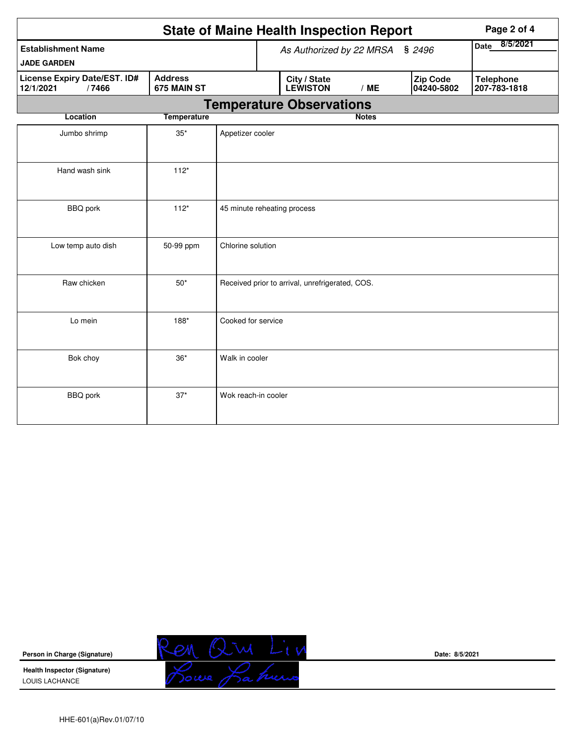# State of Maine Health Inspection Report

| Establishment Name | As Authorized by 22 MRSA § 2496 | Date 8/5/2021 |
|---|---|---|
| JADE GARDEN | | |

| License Expiry Date/EST. ID# | Address | City / State | Zip Code | Telephone |
|---|---|---|---|---|
| 12/1/2021 / 7466 | 675 MAIN ST | LEWISTON / ME | 04240-5802 | 207-783-1818 |

## Temperature Observations

| Location | Temperature | Notes |
|---|---|---|
| Jumbo shrimp | 35* | Appetizer cooler |
| Hand wash sink | 112* | |
| BBQ pork | 112* | 45 minute reheating process |
| Low temp auto dish | 50-99 ppm | Chlorine solution |
| Raw chicken | 50* | Received prior to arrival, unrefrigerated, COS. |
| Lo mein | 188* | Cooked for service |
| Bok choy | 36* | Walk in cooler |
| BBQ pork | 37* | Wok reach-in cooler |

**Person in Charge (Signature)** Ren Qiu Lin **Date: 8/5/2021**

**Health Inspector (Signature)** Louis Lachance

LOUIS LACHANCE

HHE-601(a)Rev.01/07/10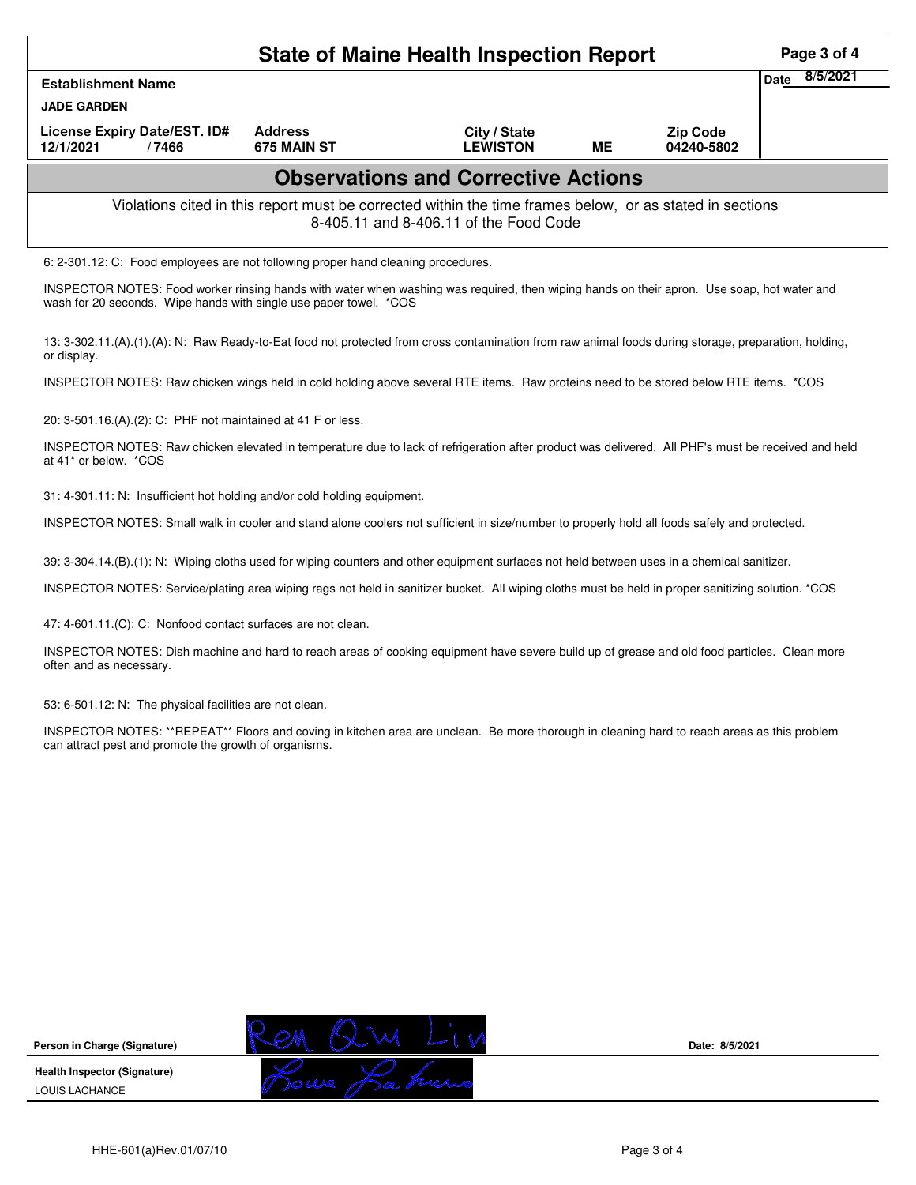# State of Maine Health Inspection Report

| Establishment Name | | | | | Date 8/5/2021 |
|---|---|---|---|---|---|
| JADE GARDEN | | | | | |
| License Expiry Date/EST. ID# | Address | City / State | | Zip Code | |
| 12/1/2021 / 7466 | 675 MAIN ST | LEWISTON | ME | 04240-5802 | |

## Observations and Corrective Actions

Violations cited in this report must be corrected within the time frames below, or as stated in sections 8-405.11 and 8-406.11 of the Food Code

6: 2-301.12: C: Food employees are not following proper hand cleaning procedures.

INSPECTOR NOTES: Food worker rinsing hands with water when washing was required, then wiping hands on their apron. Use soap, hot water and wash for 20 seconds. Wipe hands with single use paper towel. *COS

13: 3-302.11.(A).(1).(A): N: Raw Ready-to-Eat food not protected from cross contamination from raw animal foods during storage, preparation, holding, or display.

INSPECTOR NOTES: Raw chicken wings held in cold holding above several RTE items. Raw proteins need to be stored below RTE items. *COS

20: 3-501.16.(A).(2): C: PHF not maintained at 41 F or less.

INSPECTOR NOTES: Raw chicken elevated in temperature due to lack of refrigeration after product was delivered. All PHF's must be received and held at 41* or below. *COS

31: 4-301.11: N: Insufficient hot holding and/or cold holding equipment.

INSPECTOR NOTES: Small walk in cooler and stand alone coolers not sufficient in size/number to properly hold all foods safely and protected.

39: 3-304.14.(B).(1): N: Wiping cloths used for wiping counters and other equipment surfaces not held between uses in a chemical sanitizer.

INSPECTOR NOTES: Service/plating area wiping rags not held in sanitizer bucket. All wiping cloths must be held in proper sanitizing solution. *COS

47: 4-601.11.(C): C: Nonfood contact surfaces are not clean.

INSPECTOR NOTES: Dish machine and hard to reach areas of cooking equipment have severe build up of grease and old food particles. Clean more often and as necessary.

53: 6-501.12: N: The physical facilities are not clean.

INSPECTOR NOTES: **REPEAT** Floors and coving in kitchen area are unclean. Be more thorough in cleaning hard to reach areas as this problem can attract pest and promote the growth of organisms.

| | | |
|---|---|---|
| **Person in Charge (Signature)** | Ren Qiu Lin | Date: 8/5/2021 |
| **Health Inspector (Signature)** LOUIS LACHANCE | Louis Lachance | |

HHE-601(a)Rev.01/07/10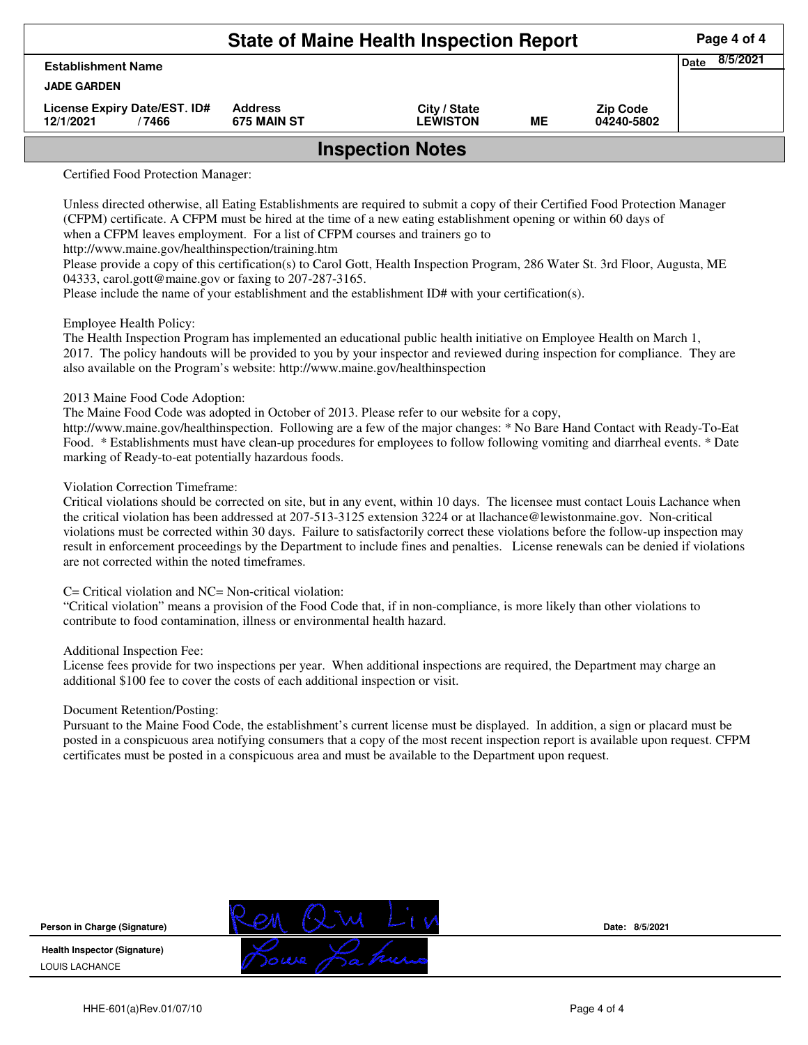# State of Maine Health Inspection Report

| Establishment Name | | | | | Date 8/5/2021 |
|---|---|---|---|---|---|
| JADE GARDEN | | | | | |
| License Expiry Date/EST. ID# | Address | City / State | | Zip Code | |
| 12/1/2021 / 7466 | 675 MAIN ST | LEWISTON | ME | 04240-5802 | |

## Inspection Notes

Certified Food Protection Manager:

Unless directed otherwise, all Eating Establishments are required to submit a copy of their Certified Food Protection Manager (CFPM) certificate. A CFPM must be hired at the time of a new eating establishment opening or within 60 days of when a CFPM leaves employment. For a list of CFPM courses and trainers go to http://www.maine.gov/healthinspection/training.htm
Please provide a copy of this certification(s) to Carol Gott, Health Inspection Program, 286 Water St. 3rd Floor, Augusta, ME 04333, carol.gott@maine.gov or faxing to 207-287-3165.
Please include the name of your establishment and the establishment ID# with your certification(s).

Employee Health Policy:
The Health Inspection Program has implemented an educational public health initiative on Employee Health on March 1, 2017. The policy handouts will be provided to you by your inspector and reviewed during inspection for compliance. They are also available on the Program's website: http://www.maine.gov/healthinspection

2013 Maine Food Code Adoption:
The Maine Food Code was adopted in October of 2013. Please refer to our website for a copy, http://www.maine.gov/healthinspection. Following are a few of the major changes: * No Bare Hand Contact with Ready-To-Eat Food. * Establishments must have clean-up procedures for employees to follow following vomiting and diarrheal events. * Date marking of Ready-to-eat potentially hazardous foods.

Violation Correction Timeframe:
Critical violations should be corrected on site, but in any event, within 10 days. The licensee must contact Louis Lachance when the critical violation has been addressed at 207-513-3125 extension 3224 or at llachance@lewistonmaine.gov. Non-critical violations must be corrected within 30 days. Failure to satisfactorily correct these violations before the follow-up inspection may result in enforcement proceedings by the Department to include fines and penalties. License renewals can be denied if violations are not corrected within the noted timeframes.

C= Critical violation and NC= Non-critical violation:
"Critical violation" means a provision of the Food Code that, if in non-compliance, is more likely than other violations to contribute to food contamination, illness or environmental health hazard.

Additional Inspection Fee:
License fees provide for two inspections per year. When additional inspections are required, the Department may charge an additional $100 fee to cover the costs of each additional inspection or visit.

Document Retention/Posting:
Pursuant to the Maine Food Code, the establishment's current license must be displayed. In addition, a sign or placard must be posted in a conspicuous area notifying consumers that a copy of the most recent inspection report is available upon request. CFPM certificates must be posted in a conspicuous area and must be available to the Department upon request.

**Person in Charge (Signature)** Ren Qiu Lin **Date: 8/5/2021**

**Health Inspector (Signature)** Louis Lachance
LOUIS LACHANCE

HHE-601(a)Rev.01/07/10